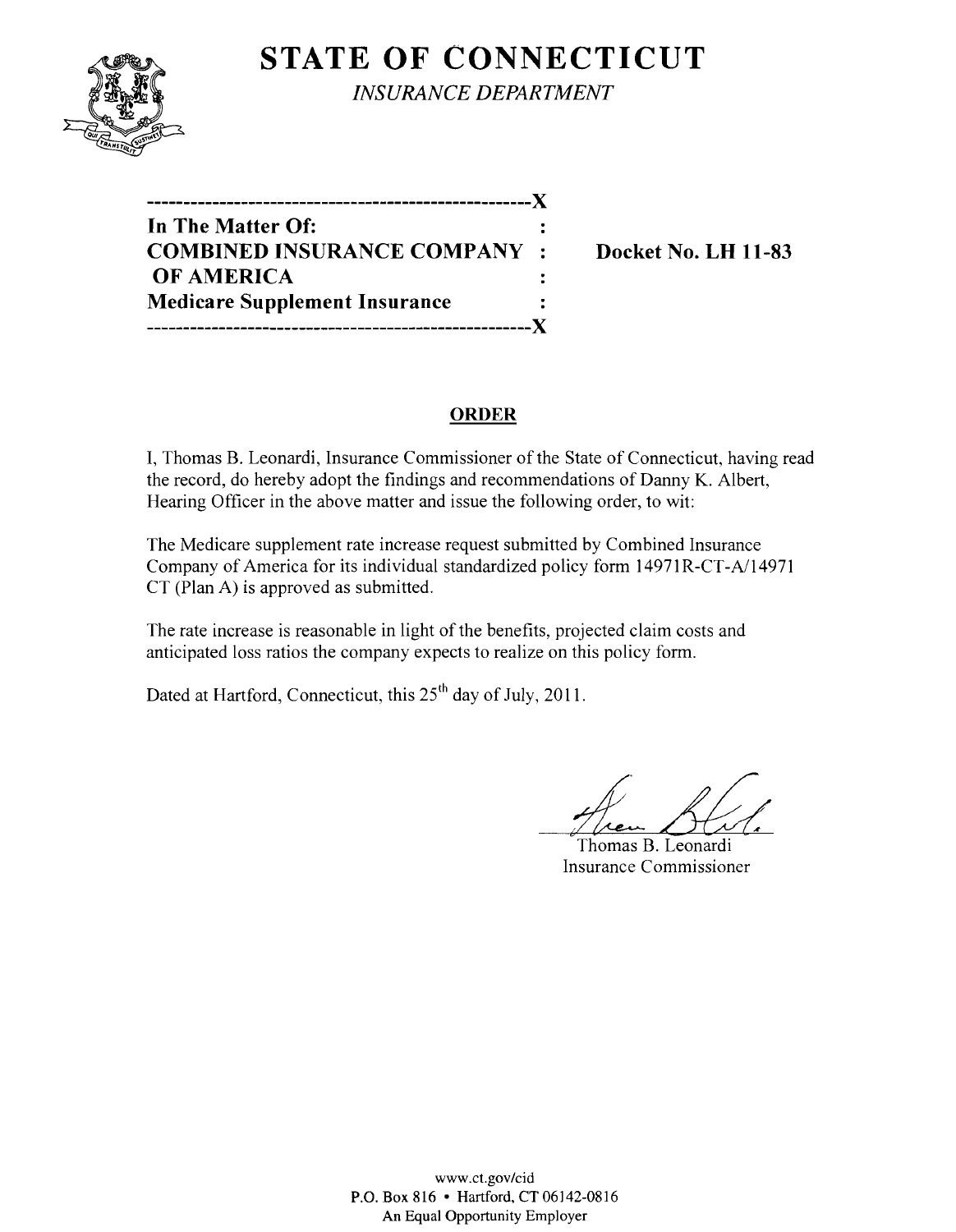# STATE OF CONNECTICUT

*INSURANCE DEPARTMENT*

----------------------------------------------------X

**In The Matter Of:** :

**COMBINED INSURANCE COMPANY** : **Docket No. LH 11-83**

**OF AMERICA** :

**Medicare Supplement Insurance** :

----------------------------------------------------X

## ORDER

I, Thomas B. Leonardi, Insurance Commissioner of the State of Connecticut, having read the record, do hereby adopt the findings and recommendations of Danny K. Albert, Hearing Officer in the above matter and issue the following order, to wit:

The Medicare supplement rate increase request submitted by Combined Insurance Company of America for its individual standardized policy form 14971R-CT-A/14971 CT (Plan A) is approved as submitted.

The rate increase is reasonable in light of the benefits, projected claim costs and anticipated loss ratios the company expects to realize on this policy form.

Dated at Hartford, Connecticut, this 25th day of July, 2011.

Thomas B. Leonardi
Insurance Commissioner

www.ct.gov/cid
P.O. Box 816 • Hartford, CT 06142-0816
An Equal Opportunity Employer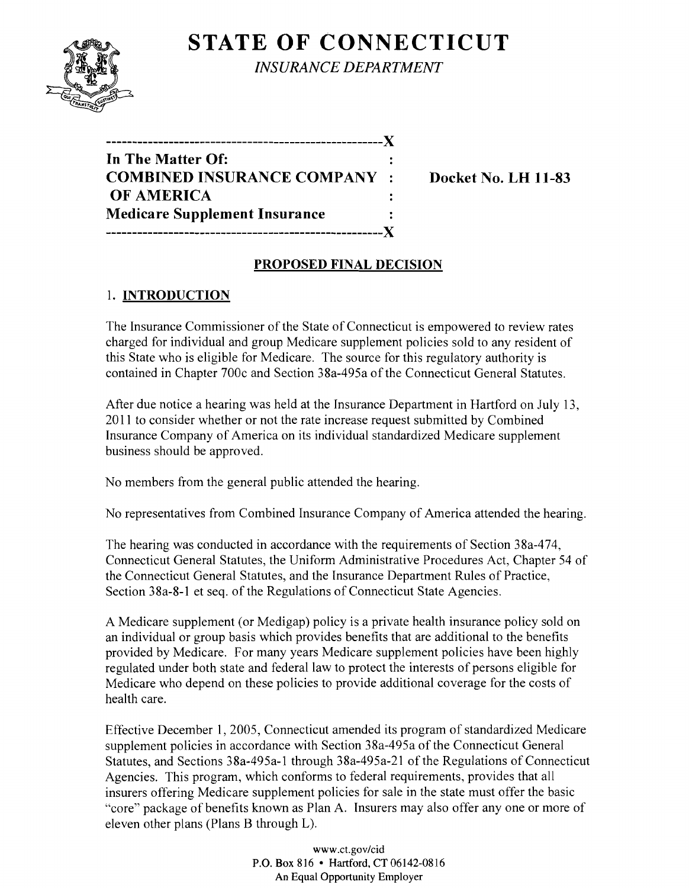# STATE OF CONNECTICUT

*INSURANCE DEPARTMENT*

```
----------------------------------------------------X
In The Matter Of:                                   :
COMBINED INSURANCE COMPANY                          :     Docket No. LH 11-83
 OF AMERICA                                         :
Medicare Supplement Insurance                       :
----------------------------------------------------X
```

**In The Matter Of:**
**COMBINED INSURANCE COMPANY OF AMERICA**
**Medicare Supplement Insurance**

**Docket No. LH 11-83**

## PROPOSED FINAL DECISION

### 1. INTRODUCTION

The Insurance Commissioner of the State of Connecticut is empowered to review rates charged for individual and group Medicare supplement policies sold to any resident of this State who is eligible for Medicare. The source for this regulatory authority is contained in Chapter 700c and Section 38a-495a of the Connecticut General Statutes.

After due notice a hearing was held at the Insurance Department in Hartford on July 13, 2011 to consider whether or not the rate increase request submitted by Combined Insurance Company of America on its individual standardized Medicare supplement business should be approved.

No members from the general public attended the hearing.

No representatives from Combined Insurance Company of America attended the hearing.

The hearing was conducted in accordance with the requirements of Section 38a-474, Connecticut General Statutes, the Uniform Administrative Procedures Act, Chapter 54 of the Connecticut General Statutes, and the Insurance Department Rules of Practice, Section 38a-8-1 et seq. of the Regulations of Connecticut State Agencies.

A Medicare supplement (or Medigap) policy is a private health insurance policy sold on an individual or group basis which provides benefits that are additional to the benefits provided by Medicare. For many years Medicare supplement policies have been highly regulated under both state and federal law to protect the interests of persons eligible for Medicare who depend on these policies to provide additional coverage for the costs of health care.

Effective December 1, 2005, Connecticut amended its program of standardized Medicare supplement policies in accordance with Section 38a-495a of the Connecticut General Statutes, and Sections 38a-495a-1 through 38a-495a-21 of the Regulations of Connecticut Agencies. This program, which conforms to federal requirements, provides that all insurers offering Medicare supplement policies for sale in the state must offer the basic "core" package of benefits known as Plan A. Insurers may also offer any one or more of eleven other plans (Plans B through L).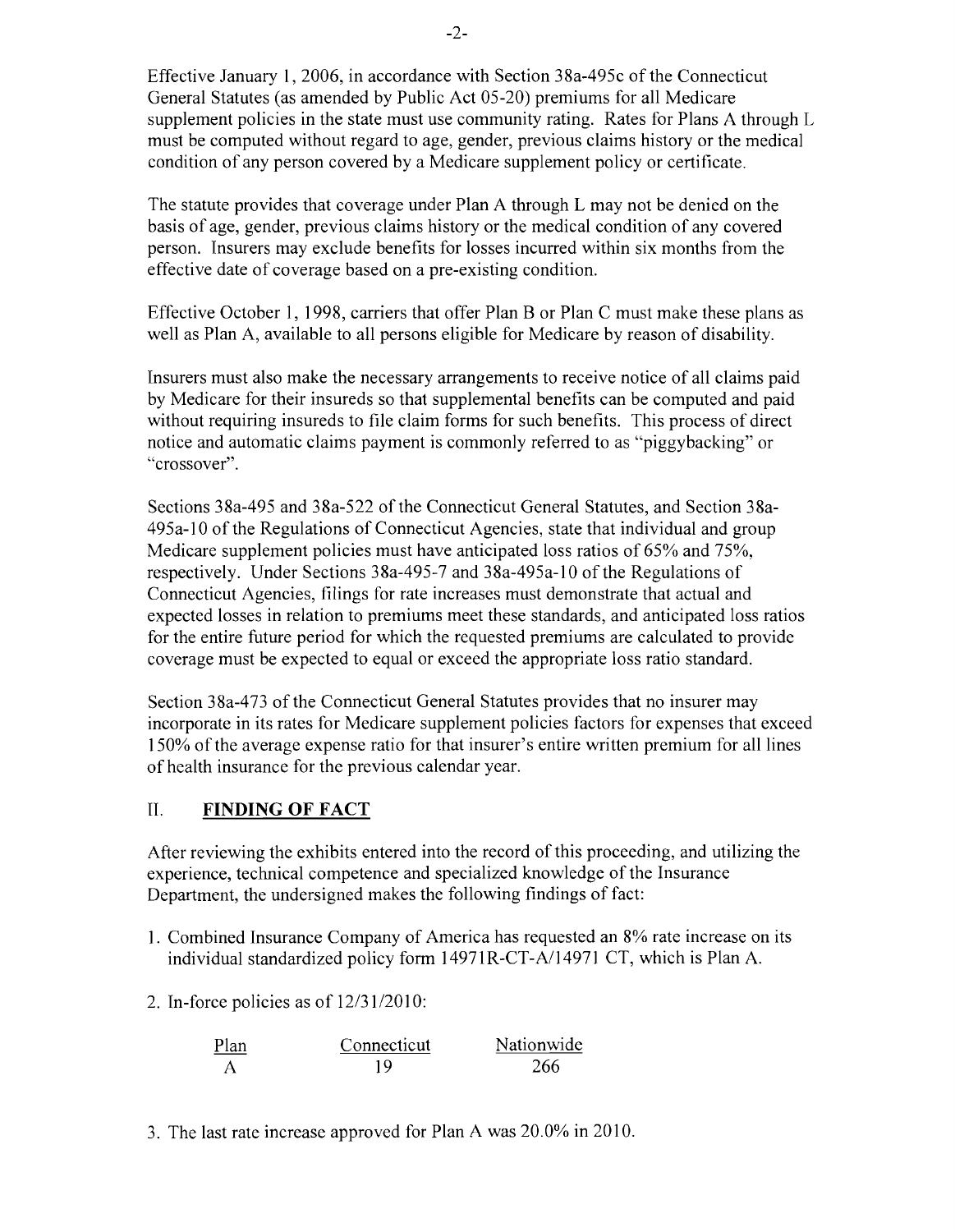Effective January 1, 2006, in accordance with Section 38a-495c of the Connecticut General Statutes (as amended by Public Act 05-20) premiums for all Medicare supplement policies in the state must use community rating. Rates for Plans A through L must be computed without regard to age, gender, previous claims history or the medical condition of any person covered by a Medicare supplement policy or certificate.

The statute provides that coverage under Plan A through L may not be denied on the basis of age, gender, previous claims history or the medical condition of any covered person. Insurers may exclude benefits for losses incurred within six months from the effective date of coverage based on a pre-existing condition.

Effective October 1, 1998, carriers that offer Plan B or Plan C must make these plans as well as Plan A, available to all persons eligible for Medicare by reason of disability.

Insurers must also make the necessary arrangements to receive notice of all claims paid by Medicare for their insureds so that supplemental benefits can be computed and paid without requiring insureds to file claim forms for such benefits. This process of direct notice and automatic claims payment is commonly referred to as "piggybacking" or "crossover".

Sections 38a-495 and 38a-522 of the Connecticut General Statutes, and Section 38a-495a-10 of the Regulations of Connecticut Agencies, state that individual and group Medicare supplement policies must have anticipated loss ratios of 65% and 75%, respectively. Under Sections 38a-495-7 and 38a-495a-10 of the Regulations of Connecticut Agencies, filings for rate increases must demonstrate that actual and expected losses in relation to premiums meet these standards, and anticipated loss ratios for the entire future period for which the requested premiums are calculated to provide coverage must be expected to equal or exceed the appropriate loss ratio standard.

Section 38a-473 of the Connecticut General Statutes provides that no insurer may incorporate in its rates for Medicare supplement policies factors for expenses that exceed 150% of the average expense ratio for that insurer's entire written premium for all lines of health insurance for the previous calendar year.

## II. FINDING OF FACT

After reviewing the exhibits entered into the record of this proceeding, and utilizing the experience, technical competence and specialized knowledge of the Insurance Department, the undersigned makes the following findings of fact:

1. Combined Insurance Company of America has requested an 8% rate increase on its individual standardized policy form 14971R-CT-A/14971 CT, which is Plan A.

2. In-force policies as of 12/31/2010:

| Plan | Connecticut | Nationwide |
|---|---|---|
| A | 19 | 266 |

3. The last rate increase approved for Plan A was 20.0% in 2010.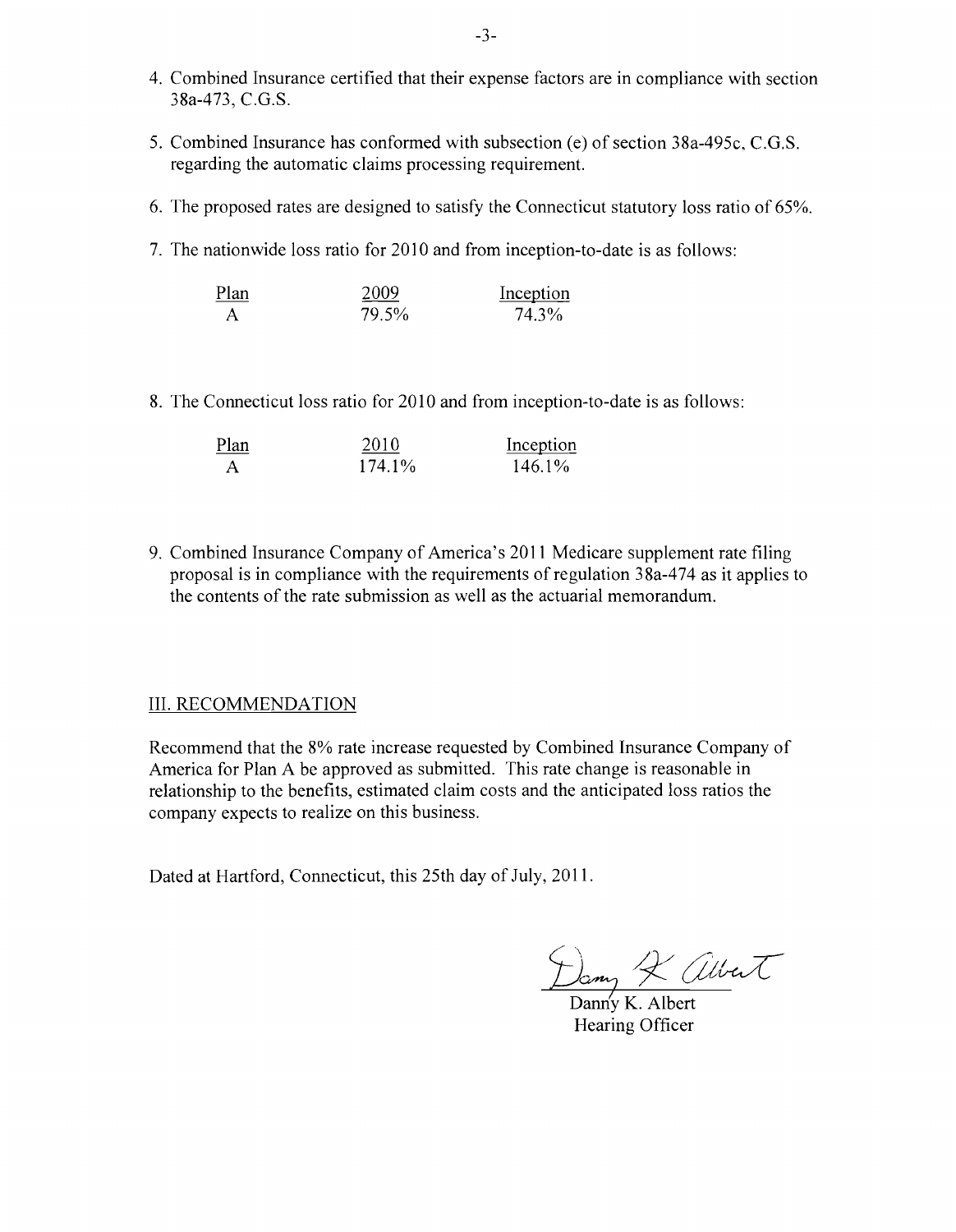4. Combined Insurance certified that their expense factors are in compliance with section 38a-473, C.G.S.

5. Combined Insurance has conformed with subsection (e) of section 38a-495c, C.G.S. regarding the automatic claims processing requirement.

6. The proposed rates are designed to satisfy the Connecticut statutory loss ratio of 65%.

7. The nationwide loss ratio for 2010 and from inception-to-date is as follows:

| Plan | 2009 | Inception |
|---|---|---|
| A | 79.5% | 74.3% |

8. The Connecticut loss ratio for 2010 and from inception-to-date is as follows:

| Plan | 2010 | Inception |
|---|---|---|
| A | 174.1% | 146.1% |

9. Combined Insurance Company of America's 2011 Medicare supplement rate filing proposal is in compliance with the requirements of regulation 38a-474 as it applies to the contents of the rate submission as well as the actuarial memorandum.

## III. RECOMMENDATION

Recommend that the 8% rate increase requested by Combined Insurance Company of America for Plan A be approved as submitted. This rate change is reasonable in relationship to the benefits, estimated claim costs and the anticipated loss ratios the company expects to realize on this business.

Dated at Hartford, Connecticut, this 25th day of July, 2011.

Danny K. Albert
Hearing Officer